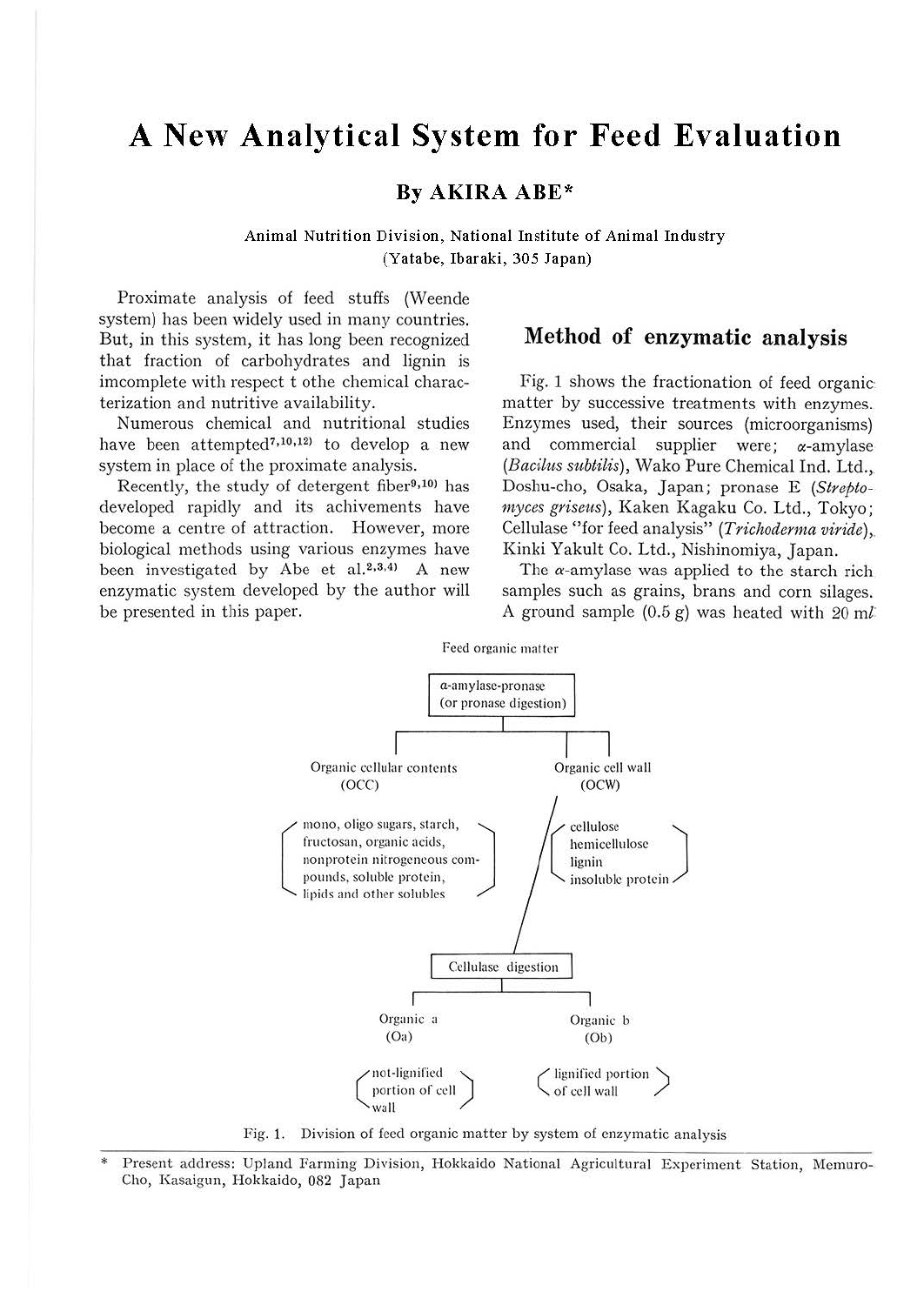# A New Analytical System for Feed Evaluation

**By AKIRA ABE***

Animal Nutrition Division, National Institute of Animal Industry
(Yatabe, Ibaraki, 305 Japan)

Proximate analysis of feed stuffs (Weende system) has been widely used in many countries. But, in this system, it has long been recognized that fraction of carbohydrates and lignin is imcomplete with respect t othe chemical characterization and nutritive availability.

Numerous chemical and nutritional studies have been attempted[7,10,12] to develop a new system in place of the proximate analysis.

Recently, the study of detergent fiber[9,10] has developed rapidly and its achivements have become a centre of attraction. However, more biological methods using various enzymes have been investigated by Abe et al.[2,3,4] A new enzymatic system developed by the author will be presented in this paper.

## Method of enzymatic analysis

Fig. 1 shows the fractionation of feed organic matter by successive treatments with enzymes. Enzymes used, their sources (microorganisms) and commercial supplier were; α-amylase (*Bacilus subtilis*), Wako Pure Chemical Ind. Ltd., Doshu-cho, Osaka, Japan; pronase E (*Streptomyces griseus*), Kaken Kagaku Co. Ltd., Tokyo; Cellulase "for feed analysis" (*Trichoderma viride*), Kinki Yakult Co. Ltd., Nishinomiya, Japan.

The α-amylase was applied to the starch rich samples such as grains, brans and corn silages. A ground sample (0.5 g) was heated with 20 ml

Feed organic matter

α-amylase-pronase (or pronase digestion)

- Organic cellular contents (OCC)
  - (mono, oligo sugars, starch, fructosan, organic acids, nonprotein nitrogeneous compounds, soluble protein, lipids and other solubles)
- Organic cell wall (OCW)
  - (cellulose, hemicellulose, lignin, insoluble protein)
  - Cellulase digestion
    - Organic a (Oa) (not-lignified portion of cell wall)
    - Organic b (Ob) (lignified portion of cell wall)

Fig. 1. Division of feed organic matter by system of enzymatic analysis

\* Present address: Upland Farming Division, Hokkaido National Agricultural Experiment Station, Memuro-Cho, Kasaigun, Hokkaido, 082 Japan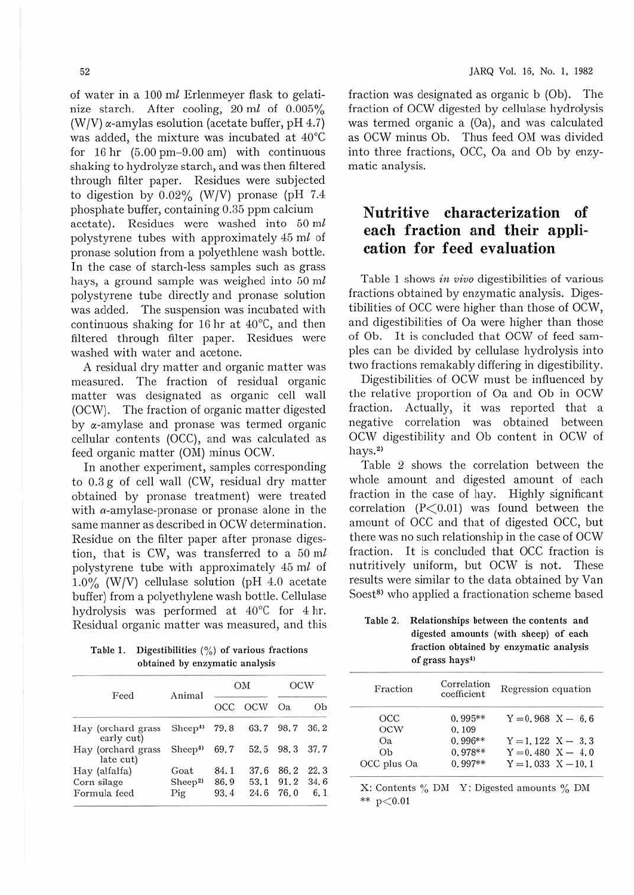of water in a 100 ml Erlenmeyer flask to gelatinize starch. After cooling, 20 ml of 0.005% (W/V) α-amylas esolution (acetate buffer, pH 4.7) was added, the mixture was incubated at 40°C for 16 hr (5.00 pm–9.00 am) with continuous shaking to hydrolyze starch, and was then filtered through filter paper. Residues were subjected to digestion by 0.02% (W/V) pronase (pH 7.4 phosphate buffer, containing 0.35 ppm calcium acetate). Residues were washed into 50 ml polystyrene tubes with approximately 45 ml of pronase solution from a polyethlene wash bottle. In the case of starch-less samples such as grass hays, a ground sample was weighed into 50 ml polystyrene tube directly and pronase solution was added. The suspension was incubated with continuous shaking for 16 hr at 40°C, and then filtered through filter paper. Residues were washed with water and acetone.

A residual dry matter and organic matter was measured. The fraction of residual organic matter was designated as organic cell wall (OCW). The fraction of organic matter digested by α-amylase and pronase was termed organic cellular contents (OCC), and was calculated as feed organic matter (OM) minus OCW.

In another experiment, samples corresponding to 0.3 g of cell wall (CW, residual dry matter obtained by pronase treatment) were treated with α-amylase-pronase or pronase alone in the same manner as described in OCW determination. Residue on the filter paper after pronase digestion, that is CW, was transferred to a 50 ml polystyrene tube with approximately 45 ml of 1.0% (W/V) cellulase solution (pH 4.0 acetate buffer) from a polyethylene wash bottle. Cellulase hydrolysis was performed at 40°C for 4 hr. Residual organic matter was measured, and this fraction was designated as organic b (Ob). The fraction of OCW digested by cellulase hydrolysis was termed organic a (Oa), and was calculated as OCW minus Ob. Thus feed OM was divided into three fractions, OCC, Oa and Ob by enzymatic analysis.

**Table 1. Digestibilities (%) of various fractions obtained by enzymatic analysis**

| Feed | Animal | OM | | OCW | |
|---|---|---|---|---|---|
| | | OCC | OCW | Oa | Ob |
| Hay (orchard grass early cut) | Sheep[4] | 79.8 | 63.7 | 98.7 | 36.2 |
| Hay (orchard grass late cut) | Sheep[4] | 69.7 | 52.5 | 98.3 | 37.7 |
| Hay (alfalfa) | Goat | 84.1 | 37.6 | 86.2 | 22.3 |
| Corn silage | Sheep[2] | 86.9 | 53.1 | 91.2 | 34.6 |
| Formula feed | Pig | 93.4 | 24.6 | 76.0 | 6.1 |

## Nutritive characterization of each fraction and their application for feed evaluation

Table 1 shows *in vivo* digestibilities of various fractions obtained by enzymatic analysis. Digestibilities of OCC were higher than those of OCW, and digestibilities of Oa were higher than those of Ob. It is concluded that OCW of feed samples can be divided by cellulase hydrolysis into two fractions remakably differing in digestibility.

Digestibilities of OCW must be influenced by the relative proportion of Oa and Ob in OCW fraction. Actually, it was reported that a negative correlation was obtained between OCW digestibility and Ob content in OCW of hays.[2]

Table 2 shows the correlation between the whole amount and digested amount of each fraction in the case of hay. Highly significant correlation ($P<0.01$) was found between the amount of OCC and that of digested OCC, but there was no such relationship in the case of OCW fraction. It is concluded that OCC fraction is nutritively uniform, but OCW is not. These results were similar to the data obtained by Van Soest[8] who applied a fractionation scheme based

**Table 2. Relationships between the contents and digested amounts (with sheep) of each fraction obtained by enzymatic analysis of grass hays[4]**

| Fraction | Correlation coefficient | Regression equation |
|---|---|---|
| OCC | 0.995** | $Y=0.968\ X-6.6$ |
| OCW | 0.109 | |
| Oa | 0.996** | $Y=1.122\ X-3.3$ |
| Ob | 0.978** | $Y=0.480\ X-4.0$ |
| OCC plus Oa | 0.997** | $Y=1.033\ X-10.1$ |

X: Contents % DM Y: Digested amounts % DM
** $p<0.01$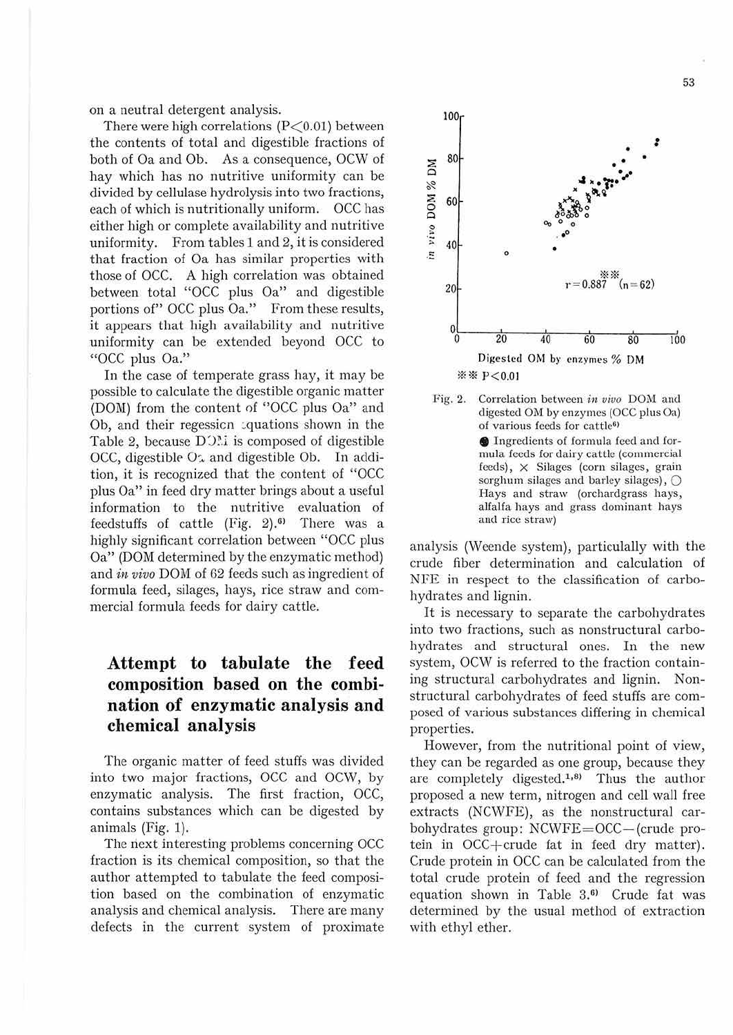on a neutral detergent analysis.

There were high correlations ($P<0.01$) between the contents of total and digestible fractions of both of Oa and Ob. As a consequence, OCW of hay which has no nutritive uniformity can be divided by cellulase hydrolysis into two fractions, each of which is nutritionally uniform. OCC has either high or complete availability and nutritive uniformity. From tables 1 and 2, it is considered that fraction of Oa has similar properties with those of OCC. A high correlation was obtained between total "OCC plus Oa" and digestible portions of" OCC plus Oa." From these results, it appears that high availability and nutritive uniformity can be extended beyond OCC to "OCC plus Oa."

In the case of temperate grass hay, it may be possible to calculate the digestible organic matter (DOM) from the content of "OCC plus Oa" and Ob, and their regession equations shown in the Table 2, because DOM is composed of digestible OCC, digestible Oa and digestible Ob. In addition, it is recognized that the content of "OCC plus Oa" in feed dry matter brings about a useful information to the nutritive evaluation of feedstuffs of cattle (Fig. 2).[6] There was a highly significant correlation between "OCC plus Oa" (DOM determined by the enzymatic method) and *in vivo* DOM of 62 feeds such as ingredient of formula feed, silages, hays, rice straw and commercial formula feeds for dairy cattle.

Fig. 2. Correlation between *in vivo* DOM and digested OM by enzymes (OCC plus Oa) of various feeds for cattle[6]

● Ingredients of formula feed and formula feeds for dairy cattle (commercial feeds), × Silages (corn silages, grain sorghum silages and barley silages), ○ Hays and straw (orchardgrass hays, alfalfa hays and grass dominant hays and rice straw)

$r=0.887^{**}$ ($n=62$)

** $P<0.01$

## Attempt to tabulate the feed composition based on the combination of enzymatic analysis and chemical analysis

The organic matter of feed stuffs was divided into two major fractions, OCC and OCW, by enzymatic analysis. The first fraction, OCC, contains substances which can be digested by animals (Fig. 1).

The next interesting problems concerning OCC fraction is its chemical composition, so that the author attempted to tabulate the feed composition based on the combination of enzymatic analysis and chemical analysis. There are many defects in the current system of proximate analysis (Weende system), particulally with the crude fiber determination and calculation of NFE in respect to the classification of carbohydrates and lignin.

It is necessary to separate the carbohydrates into two fractions, such as nonstructural carbohydrates and structural ones. In the new system, OCW is referred to the fraction containing structural carbohydrates and lignin. Nonstructural carbohydrates of feed stuffs are composed of various substances differing in chemical properties.

However, from the nutritional point of view, they can be regarded as one group, because they are completely digested.[1,8] Thus the author proposed a new term, nitrogen and cell wall free extracts (NCWFE), as the nonstructural carbohydrates group: NCWFE=OCC−(crude protein in OCC+crude fat in feed dry matter). Crude protein in OCC can be calculated from the total crude protein of feed and the regression equation shown in Table 3.[6] Crude fat was determined by the usual method of extraction with ethyl ether.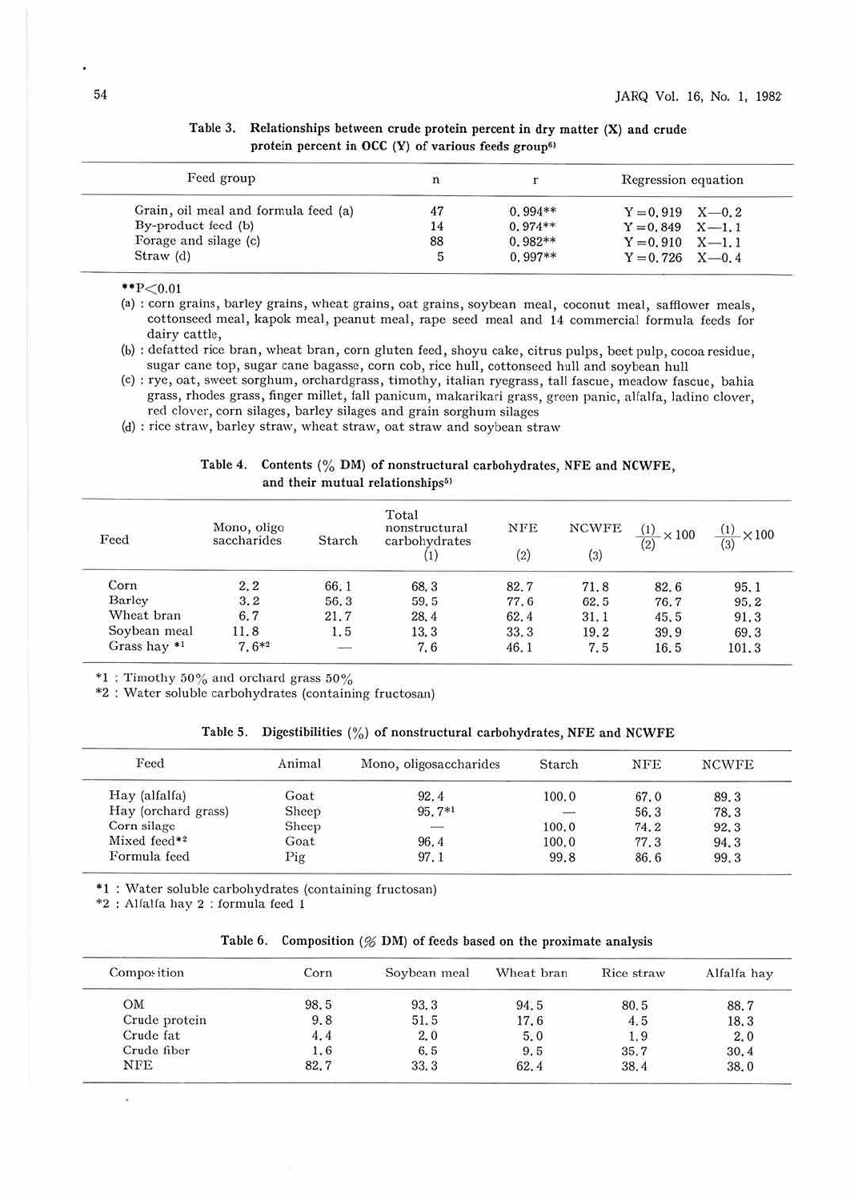Table 3. Relationships between crude protein percent in dry matter (X) and crude protein percent in OCC (Y) of various feeds group[6]

| Feed group | n | r | Regression equation |
|---|---|---|---|
| Grain, oil meal and formula feed (a) | 47 | 0.994** | $Y=0.919\ X-0.2$ |
| By-product feed (b) | 14 | 0.974** | $Y=0.849\ X-1.1$ |
| Forage and silage (c) | 88 | 0.982** | $Y=0.910\ X-1.1$ |
| Straw (d) | 5 | 0.997** | $Y=0.726\ X-0.4$ |

**$P<0.01$

(a) : corn grains, barley grains, wheat grains, oat grains, soybean meal, coconut meal, safflower meals, cottonseed meal, kapok meal, peanut meal, rape seed meal and 14 commercial formula feeds for dairy cattle,

(b) : defatted rice bran, wheat bran, corn gluten feed, shoyu cake, citrus pulps, beet pulp, cocoa residue, sugar cane top, sugar cane bagasse, corn cob, rice hull, cottonseed hull and soybean hull

(c) : rye, oat, sweet sorghum, orchardgrass, timothy, italian ryegrass, tall fascue, meadow fascue, bahia grass, rhodes grass, finger millet, fall panicum, makarikari grass, green panic, alfalfa, ladino clover, red clover, corn silages, barley silages and grain sorghum silages

(d) : rice straw, barley straw, wheat straw, oat straw and soybean straw

Table 4. Contents (% DM) of nonstructural carbohydrates, NFE and NCWFE, and their mutual relationships[5]

| Feed | Mono, oligo saccharides | Starch | Total nonstructural carbohydrates (1) | NFE (2) | NCWFE (3) | $\frac{(1)}{(2)}\times 100$ | $\frac{(1)}{(3)}\times 100$ |
|---|---|---|---|---|---|---|---|
| Corn | 2.2 | 66.1 | 68.3 | 82.7 | 71.8 | 82.6 | 95.1 |
| Barley | 3.2 | 56.3 | 59.5 | 77.6 | 62.5 | 76.7 | 95.2 |
| Wheat bran | 6.7 | 21.7 | 28.4 | 62.4 | 31.1 | 45.5 | 91.3 |
| Soybean meal | 11.8 | 1.5 | 13.3 | 33.3 | 19.2 | 39.9 | 69.3 |
| Grass hay *1 | 7.6*2 | — | 7.6 | 46.1 | 7.5 | 16.5 | 101.3 |

*1 : Timothy 50% and orchard grass 50%

*2 : Water soluble carbohydrates (containing fructosan)

Table 5. Digestibilities (%) of nonstructural carbohydrates, NFE and NCWFE

| Feed | Animal | Mono, oligosaccharides | Starch | NFE | NCWFE |
|---|---|---|---|---|---|
| Hay (alfalfa) | Goat | 92.4 | 100.0 | 67.0 | 89.3 |
| Hay (orchard grass) | Sheep | 95.7*1 | — | 56.3 | 78.3 |
| Corn silage | Sheep | — | 100.0 | 74.2 | 92.3 |
| Mixed feed*2 | Goat | 96.4 | 100.0 | 77.3 | 94.3 |
| Formula feed | Pig | 97.1 | 99.8 | 86.6 | 99.3 |

*1 : Water soluble carbohydrates (containing fructosan)

*2 : Alfalfa hay 2 : formula feed 1

Table 6. Composition (% DM) of feeds based on the proximate analysis

| Composition | Corn | Soybean meal | Wheat bran | Rice straw | Alfalfa hay |
|---|---|---|---|---|---|
| OM | 98.5 | 93.3 | 94.5 | 80.5 | 88.7 |
| Crude protein | 9.8 | 51.5 | 17.6 | 4.5 | 18.3 |
| Crude fat | 4.4 | 2.0 | 5.0 | 1.9 | 2.0 |
| Crude fiber | 1.6 | 6.5 | 9.5 | 35.7 | 30.4 |
| NFE | 82.7 | 33.3 | 62.4 | 38.4 | 38.0 |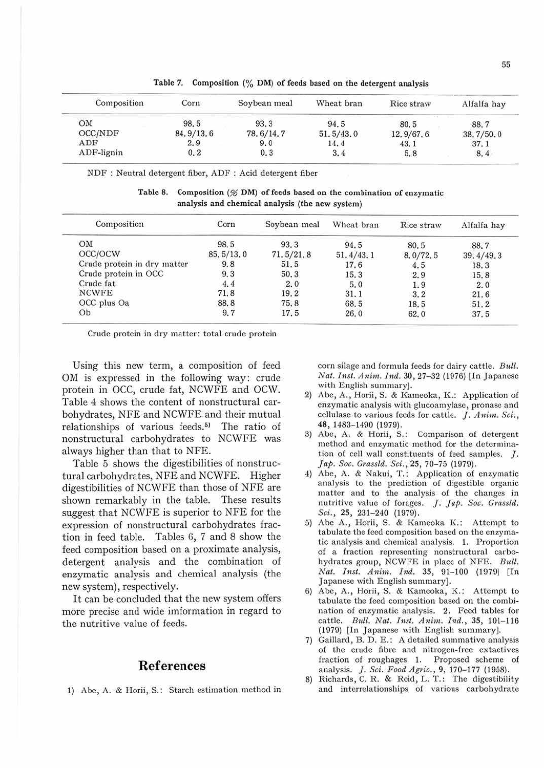Table 7. Composition (% DM) of feeds based on the detergent analysis

| Composition | Corn | Soybean meal | Wheat bran | Rice straw | Alfalfa hay |
|---|---|---|---|---|---|
| OM | 98.5 | 93.3 | 94.5 | 80.5 | 88.7 |
| OCC/NDF | 84.9/13.6 | 78.6/14.7 | 51.5/43.0 | 12.9/67.6 | 38.7/50.0 |
| ADF | 2.9 | 9.0 | 14.4 | 43.1 | 37.1 |
| ADF-lignin | 0.2 | 0.3 | 3.4 | 5.8 | 8.4 |

NDF : Neutral detergent fiber, ADF : Acid detergent fiber

Table 8. Composition (% DM) of feeds based on the combination of enzymatic analysis and chemical analysis (the new system)

| Composition | Corn | Soybean meal | Wheat bran | Rice straw | Alfalfa hay |
|---|---|---|---|---|---|
| OM | 98.5 | 93.3 | 94.5 | 80.5 | 88.7 |
| OCC/OCW | 85.5/13.0 | 71.5/21.8 | 51.4/43.1 | 8.0/72.5 | 39.4/49.3 |
| Crude protein in dry matter | 9.8 | 51.5 | 17.6 | 4.5 | 18.3 |
| Crude protein in OCC | 9.3 | 50.3 | 15.3 | 2.9 | 15.8 |
| Crude fat | 4.4 | 2.0 | 5.0 | 1.9 | 2.0 |
| NCWFE | 71.8 | 19.2 | 31.1 | 3.2 | 21.6 |
| OCC plus Oa | 88.8 | 75.8 | 68.5 | 18.5 | 51.2 |
| Ob | 9.7 | 17.5 | 26.0 | 62.0 | 37.5 |

Crude protein in dry matter: total crude protein

Using this new term, a composition of feed OM is expressed in the following way: crude protein in OCC, crude fat, NCWFE and OCW. Table 4 shows the content of nonstructural carbohydrates, NFE and NCWFE and their mutual relationships of various feeds.[5] The ratio of nonstructural carbohydrates to NCWFE was always higher than that to NFE.

Table 5 shows the digestibilities of nonstructural carbohydrates, NFE and NCWFE. Higher digestibilities of NCWFE than those of NFE are shown remarkably in the table. These results suggest that NCWFE is superior to NFE for the expression of nonstructural carbohydrates fraction in feed table. Tables 6, 7 and 8 show the feed composition based on a proximate analysis, detergent analysis and the combination of enzymatic analysis and chemical analysis (the new system), respectively.

It can be concluded that the new system offers more precise and wide imformation in regard to the nutritive value of feeds.

## References

1) Abe, A. & Horii, S.: Starch estimation method in corn silage and formula feeds for dairy cattle. *Bull. Nat. Inst. Anim. Ind.* 30, 27–32 (1976) [In Japanese with English summary].
2) Abe, A., Horii, S. & Kameoka, K.: Application of enzymatic analysis with glucoamylase, pronase and cellulase to various feeds for cattle. *J. Anim. Sci.*, **48**, 1483–1490 (1979).
3) Abe, A. & Horii, S.: Comparison of detergent method and enzymatic method for the determination of cell wall constituents of feed samples. *J. Jap. Soc. Grassld. Sci.*, **25**, 70–75 (1979).
4) Abe, A. & Nakui, T.: Application of enzymatic analysis to the prediction of digestible organic matter and to the analysis of the changes in nutritive value of forages. *J. Jap. Soc. Grassld. Sci.*, **25**, 231–240 (1979).
5) Abe A., Horii, S. & Kameoka K.: Attempt to tabulate the feed composition based on the enzymatic analysis and chemical analysis. 1. Proportion of a fraction representing nonstructural carbohydrates group, NCWFE in place of NFE. *Bull. Nat. Inst. Anim. Ind.* **35**, 91–100 (1979) [In Japanese with English summary].
6) Abe, A., Horii, S. & Kameoka, K.: Attempt to tabulate the feed composition based on the combination of enzymatic analysis. 2. Feed tables for cattle. *Bull. Nat. Inst. Anim. Ind.*, **35**, 101–116 (1979) [In Japanese with English summary].
7) Gaillard, B. D. E.: A detailed summative analysis of the crude fibre and nitrogen-free extactives fraction of roughages. 1. Proposed scheme of analysis. *J. Sci. Food Agric.*, **9**, 170–177 (1958).
8) Richards, C. R. & Reid, L. T.: The digestibility and interrelationships of various carbohydrate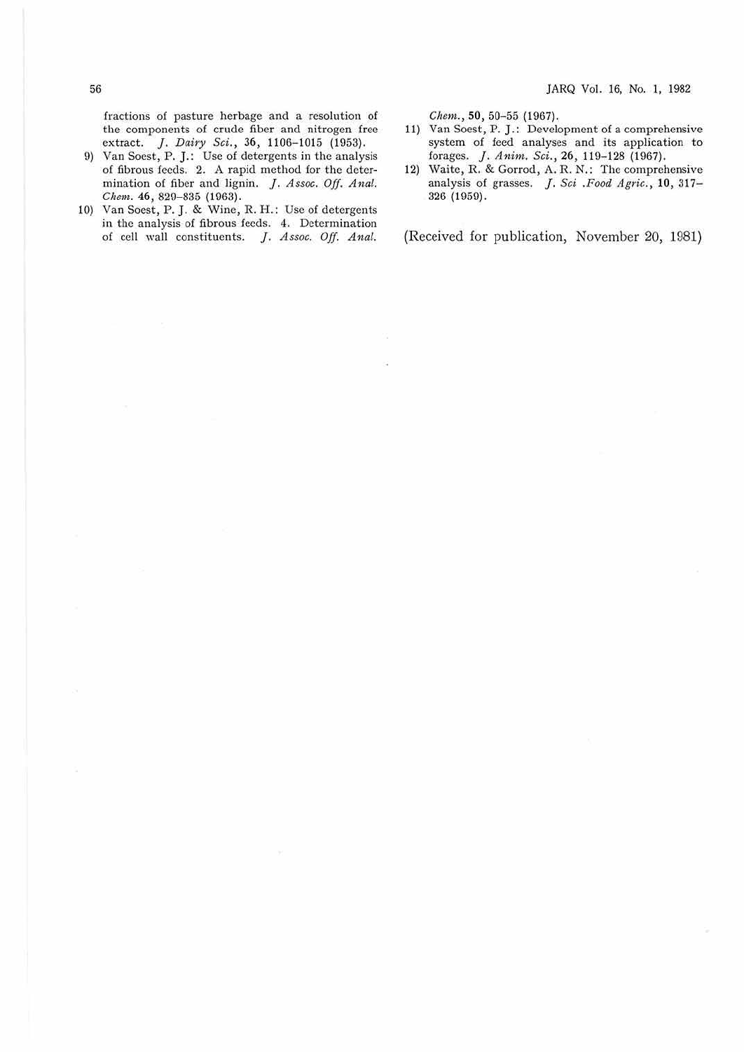fractions of pasture herbage and a resolution of the components of crude fiber and nitrogen free extract. *J. Dairy Sci.*, **36**, 1106–1015 (1953).

9) Van Soest, P. J.: Use of detergents in the analysis of fibrous feeds. 2. A rapid method for the determination of fiber and lignin. *J. Assoc. Off. Anal. Chem.* **46**, 829–835 (1963).

10) Van Soest, P. J. & Wine, R. H.: Use of detergents in the analysis of fibrous feeds. 4. Determination of cell wall constituents. *J. Assoc. Off. Anal. Chem.*, **50**, 50–55 (1967).

11) Van Soest, P. J.: Development of a comprehensive system of feed analyses and its application to forages. *J. Anim. Sci.*, **26**, 119–128 (1967).

12) Waite, R. & Gorrod, A. R. N.: The comprehensive analysis of grasses. *J. Sci .Food Agric.*, **10**, 317–326 (1959).

(Received for publication, November 20, 1981)